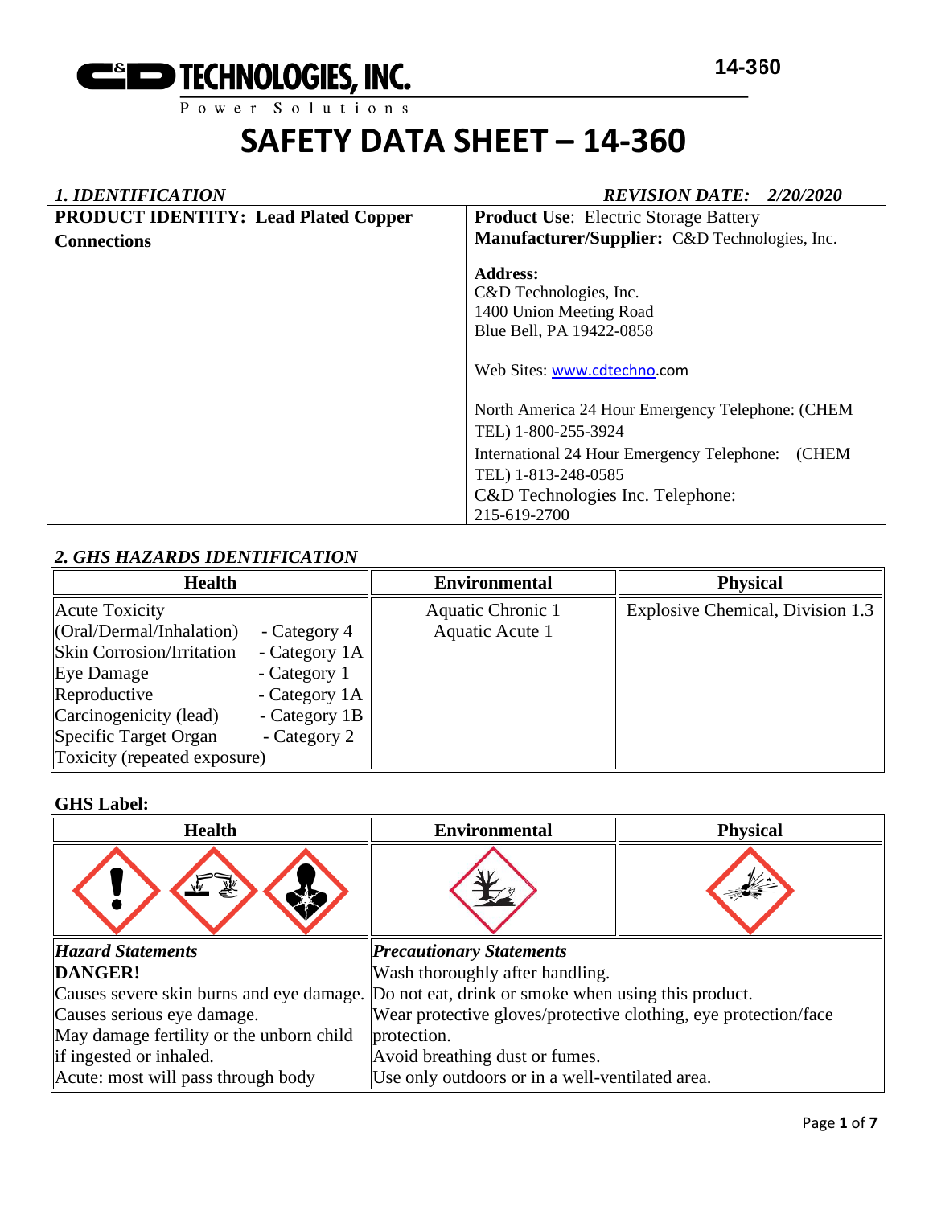C&D TECHNOLOGIES, INC.
Power Solutions

14-360

# SAFETY DATA SHEET – 14-360

## 1. IDENTIFICATION

*REVISION DATE: 2/20/2020*

| **PRODUCT IDENTITY: Lead Plated Copper Connections** | **Product Use**: Electric Storage Battery<br>**Manufacturer/Supplier:** C&D Technologies, Inc.<br><br>**Address:**<br>C&D Technologies, Inc.<br>1400 Union Meeting Road<br>Blue Bell, PA 19422-0858<br><br>Web Sites: www.cdtechno.com<br><br>North America 24 Hour Emergency Telephone: (CHEM TEL) 1-800-255-3924<br>International 24 Hour Emergency Telephone: (CHEM TEL) 1-813-248-0585<br>C&D Technologies Inc. Telephone: 215-619-2700 |
|---|---|

## 2. GHS HAZARDS IDENTIFICATION

| Health | Environmental | Physical |
|---|---|---|
| Acute Toxicity (Oral/Dermal/Inhalation) - Category 4<br>Skin Corrosion/Irritation - Category 1A<br>Eye Damage - Category 1<br>Reproductive - Category 1A<br>Carcinogenicity (lead) - Category 1B<br>Specific Target Organ Toxicity (repeated exposure) - Category 2 | Aquatic Chronic 1<br>Aquatic Acute 1 | Explosive Chemical, Division 1.3 |

**GHS Label:**

| Health | Environmental | Physical |
|---|---|---|
| | | |
| ***Hazard Statements***<br>**DANGER!**<br>Causes severe skin burns and eye damage.<br>Causes serious eye damage.<br>May damage fertility or the unborn child if ingested or inhaled.<br>Acute: most will pass through body | ***Precautionary Statements***<br>Wash thoroughly after handling.<br>Do not eat, drink or smoke when using this product.<br>Wear protective gloves/protective clothing, eye protection/face protection.<br>Avoid breathing dust or fumes.<br>Use only outdoors or in a well-ventilated area. | |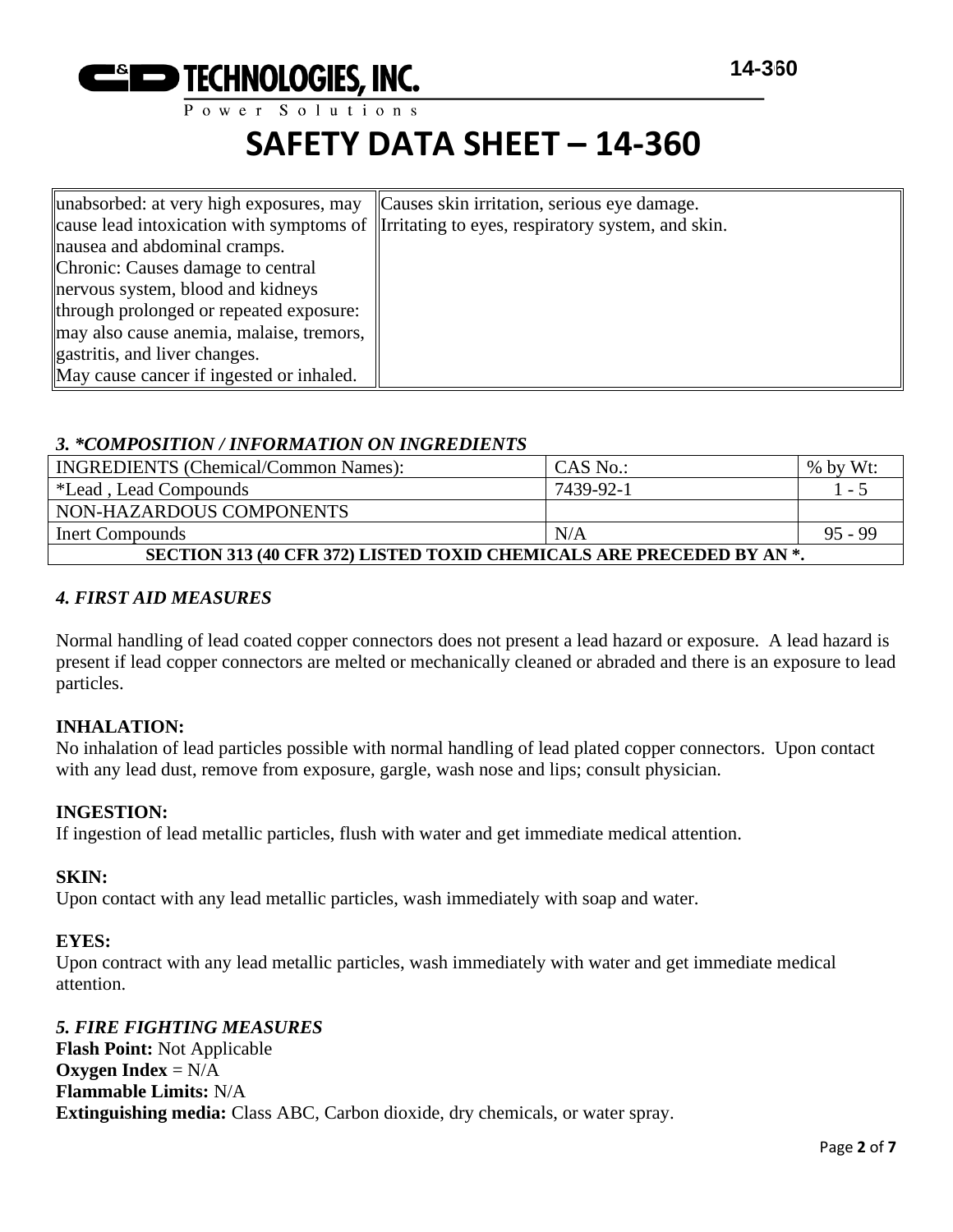| | |
|---|---|
| unabsorbed: at very high exposures, may cause lead intoxication with symptoms of nausea and abdominal cramps.<br>Chronic: Causes damage to central nervous system, blood and kidneys through prolonged or repeated exposure: may also cause anemia, malaise, tremors, gastritis, and liver changes.<br>May cause cancer if ingested or inhaled. | Causes skin irritation, serious eye damage.<br>Irritating to eyes, respiratory system, and skin. |

### *3. \*COMPOSITION / INFORMATION ON INGREDIENTS*

| INGREDIENTS (Chemical/Common Names): | CAS No.: | % by Wt: |
|---|---|---|
| *Lead , Lead Compounds | 7439-92-1 | 1 - 5 |
| NON-HAZARDOUS COMPONENTS | | |
| Inert Compounds | N/A | 95 - 99 |
| **SECTION 313 (40 CFR 372) LISTED TOXID CHEMICALS ARE PRECEDED BY AN *.** | | |

### *4. FIRST AID MEASURES*

Normal handling of lead coated copper connectors does not present a lead hazard or exposure. A lead hazard is present if lead copper connectors are melted or mechanically cleaned or abraded and there is an exposure to lead particles.

**INHALATION:**
No inhalation of lead particles possible with normal handling of lead plated copper connectors. Upon contact with any lead dust, remove from exposure, gargle, wash nose and lips; consult physician.

**INGESTION:**
If ingestion of lead metallic particles, flush with water and get immediate medical attention.

**SKIN:**
Upon contact with any lead metallic particles, wash immediately with soap and water.

**EYES:**
Upon contract with any lead metallic particles, wash immediately with water and get immediate medical attention.

### *5. FIRE FIGHTING MEASURES*

**Flash Point:** Not Applicable
**Oxygen Index** = N/A
**Flammable Limits:** N/A
**Extinguishing media:** Class ABC, Carbon dioxide, dry chemicals, or water spray.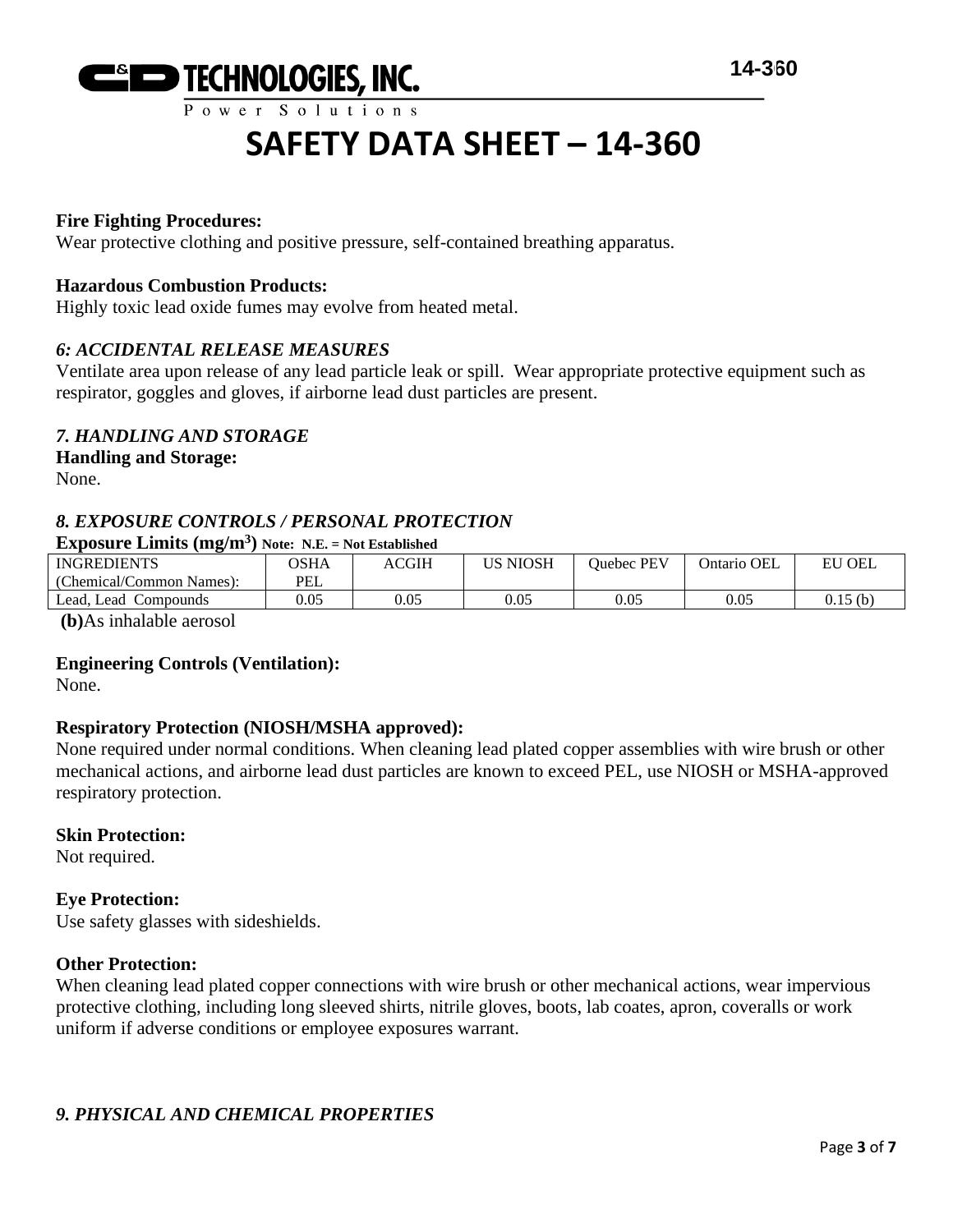**Fire Fighting Procedures:**
Wear protective clothing and positive pressure, self-contained breathing apparatus.

**Hazardous Combustion Products:**
Highly toxic lead oxide fumes may evolve from heated metal.

### *6: ACCIDENTAL RELEASE MEASURES*

Ventilate area upon release of any lead particle leak or spill. Wear appropriate protective equipment such as respirator, goggles and gloves, if airborne lead dust particles are present.

### *7. HANDLING AND STORAGE*

**Handling and Storage:**
None.

### *8. EXPOSURE CONTROLS / PERSONAL PROTECTION*

**Exposure Limits ($mg/m^3$)** **Note: N.E. = Not Established**

| INGREDIENTS (Chemical/Common Names): | OSHA PEL | ACGIH | US NIOSH | Quebec PEV | Ontario OEL | EU OEL |
|---|---|---|---|---|---|---|
| Lead, Lead Compounds | 0.05 | 0.05 | 0.05 | 0.05 | 0.05 | 0.15 (b) |

**(b)**As inhalable aerosol

**Engineering Controls (Ventilation):**
None.

**Respiratory Protection (NIOSH/MSHA approved):**
None required under normal conditions. When cleaning lead plated copper assemblies with wire brush or other mechanical actions, and airborne lead dust particles are known to exceed PEL, use NIOSH or MSHA-approved respiratory protection.

**Skin Protection:**
Not required.

**Eye Protection:**
Use safety glasses with sideshields.

**Other Protection:**
When cleaning lead plated copper connections with wire brush or other mechanical actions, wear impervious protective clothing, including long sleeved shirts, nitrile gloves, boots, lab coates, apron, coveralls or work uniform if adverse conditions or employee exposures warrant.

### *9. PHYSICAL AND CHEMICAL PROPERTIES*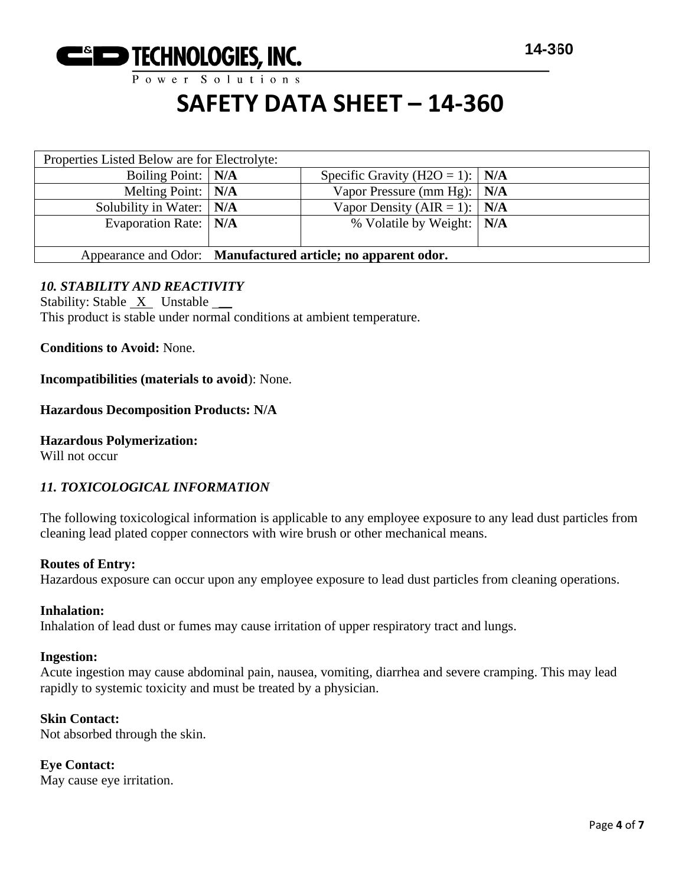| Properties Listed Below are for Electrolyte: | | | |
|---|---|---|---|
| Boiling Point: | **N/A** | Specific Gravity (H2O = 1): | **N/A** |
| Melting Point: | **N/A** | Vapor Pressure (mm Hg): | **N/A** |
| Solubility in Water: | **N/A** | Vapor Density (AIR = 1): | **N/A** |
| Evaporation Rate: | **N/A** | % Volatile by Weight: | **N/A** |
| Appearance and Odor: | **Manufactured article; no apparent odor.** | | |

### *10. STABILITY AND REACTIVITY*

Stability: Stable X Unstable __

This product is stable under normal conditions at ambient temperature.

**Conditions to Avoid:** None.

**Incompatibilities (materials to avoid)**: None.

**Hazardous Decomposition Products: N/A**

**Hazardous Polymerization:**

Will not occur

### *11. TOXICOLOGICAL INFORMATION*

The following toxicological information is applicable to any employee exposure to any lead dust particles from cleaning lead plated copper connectors with wire brush or other mechanical means.

**Routes of Entry:**

Hazardous exposure can occur upon any employee exposure to lead dust particles from cleaning operations.

**Inhalation:**

Inhalation of lead dust or fumes may cause irritation of upper respiratory tract and lungs.

**Ingestion:**

Acute ingestion may cause abdominal pain, nausea, vomiting, diarrhea and severe cramping. This may lead rapidly to systemic toxicity and must be treated by a physician.

**Skin Contact:**

Not absorbed through the skin.

**Eye Contact:**

May cause eye irritation.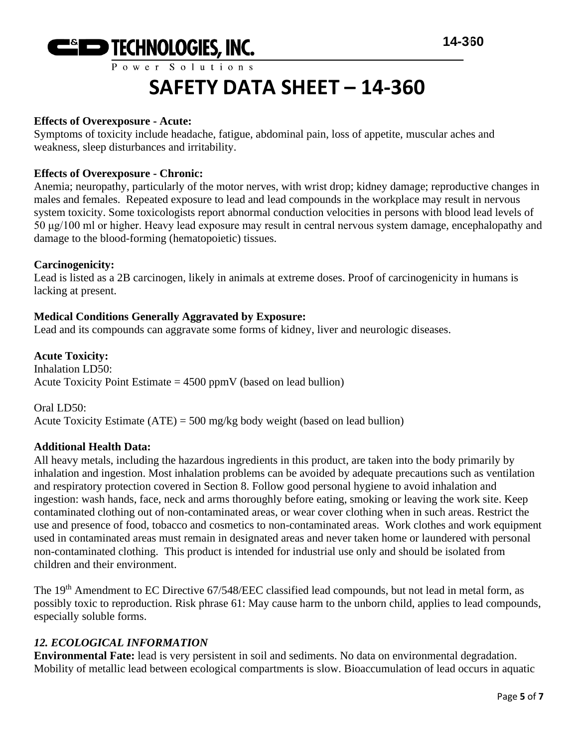# SAFETY DATA SHEET – 14-360

**Effects of Overexposure - Acute:**
Symptoms of toxicity include headache, fatigue, abdominal pain, loss of appetite, muscular aches and weakness, sleep disturbances and irritability.

**Effects of Overexposure - Chronic:**
Anemia; neuropathy, particularly of the motor nerves, with wrist drop; kidney damage; reproductive changes in males and females. Repeated exposure to lead and lead compounds in the workplace may result in nervous system toxicity. Some toxicologists report abnormal conduction velocities in persons with blood lead levels of 50 μg/100 ml or higher. Heavy lead exposure may result in central nervous system damage, encephalopathy and damage to the blood-forming (hematopoietic) tissues.

**Carcinogenicity:**
Lead is listed as a 2B carcinogen, likely in animals at extreme doses. Proof of carcinogenicity in humans is lacking at present.

**Medical Conditions Generally Aggravated by Exposure:**
Lead and its compounds can aggravate some forms of kidney, liver and neurologic diseases.

**Acute Toxicity:**
Inhalation LD50:
Acute Toxicity Point Estimate = 4500 ppmV (based on lead bullion)

Oral LD50:
Acute Toxicity Estimate (ATE) = 500 mg/kg body weight (based on lead bullion)

**Additional Health Data:**
All heavy metals, including the hazardous ingredients in this product, are taken into the body primarily by inhalation and ingestion. Most inhalation problems can be avoided by adequate precautions such as ventilation and respiratory protection covered in Section 8. Follow good personal hygiene to avoid inhalation and ingestion: wash hands, face, neck and arms thoroughly before eating, smoking or leaving the work site. Keep contaminated clothing out of non-contaminated areas, or wear cover clothing when in such areas. Restrict the use and presence of food, tobacco and cosmetics to non-contaminated areas. Work clothes and work equipment used in contaminated areas must remain in designated areas and never taken home or laundered with personal non-contaminated clothing. This product is intended for industrial use only and should be isolated from children and their environment.

The 19th Amendment to EC Directive 67/548/EEC classified lead compounds, but not lead in metal form, as possibly toxic to reproduction. Risk phrase 61: May cause harm to the unborn child, applies to lead compounds, especially soluble forms.

## *12. ECOLOGICAL INFORMATION*

**Environmental Fate:** lead is very persistent in soil and sediments. No data on environmental degradation. Mobility of metallic lead between ecological compartments is slow. Bioaccumulation of lead occurs in aquatic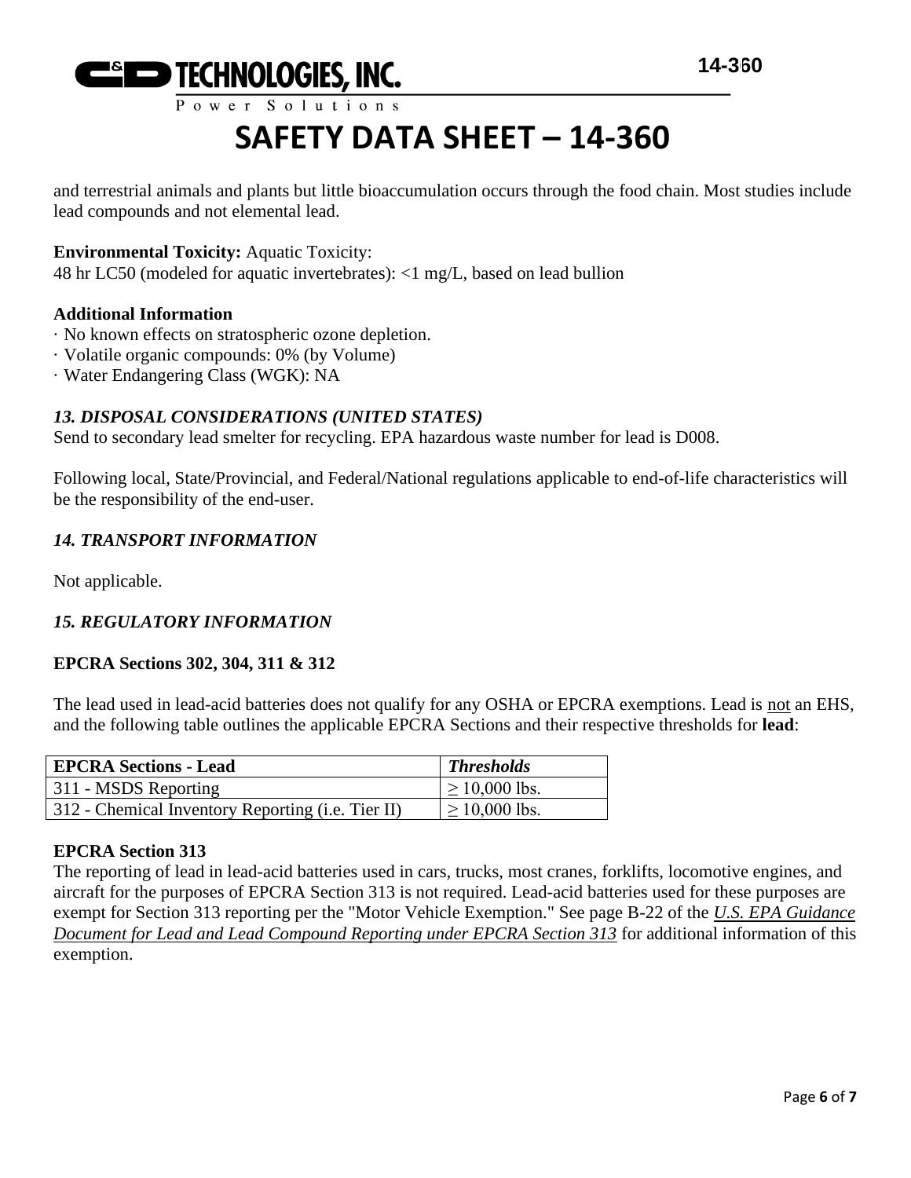and terrestrial animals and plants but little bioaccumulation occurs through the food chain. Most studies include lead compounds and not elemental lead.

**Environmental Toxicity:** Aquatic Toxicity:
48 hr LC50 (modeled for aquatic invertebrates): <1 mg/L, based on lead bullion

**Additional Information**

· No known effects on stratospheric ozone depletion.
· Volatile organic compounds: 0% (by Volume)
· Water Endangering Class (WGK): NA

### *13. DISPOSAL CONSIDERATIONS (UNITED STATES)*

Send to secondary lead smelter for recycling. EPA hazardous waste number for lead is D008.

Following local, State/Provincial, and Federal/National regulations applicable to end-of-life characteristics will be the responsibility of the end-user.

### *14. TRANSPORT INFORMATION*

Not applicable.

### *15. REGULATORY INFORMATION*

**EPCRA Sections 302, 304, 311 & 312**

The lead used in lead-acid batteries does not qualify for any OSHA or EPCRA exemptions. Lead is not an EHS, and the following table outlines the applicable EPCRA Sections and their respective thresholds for **lead**:

| **EPCRA Sections - Lead** | ***Thresholds*** |
|---|---|
| 311 - MSDS Reporting | ≥ 10,000 lbs. |
| 312 - Chemical Inventory Reporting (i.e. Tier II) | ≥ 10,000 lbs. |

**EPCRA Section 313**

The reporting of lead in lead-acid batteries used in cars, trucks, most cranes, forklifts, locomotive engines, and aircraft for the purposes of EPCRA Section 313 is not required. Lead-acid batteries used for these purposes are exempt for Section 313 reporting per the "Motor Vehicle Exemption." See page B-22 of the *U.S. EPA Guidance Document for Lead and Lead Compound Reporting under EPCRA Section 313* for additional information of this exemption.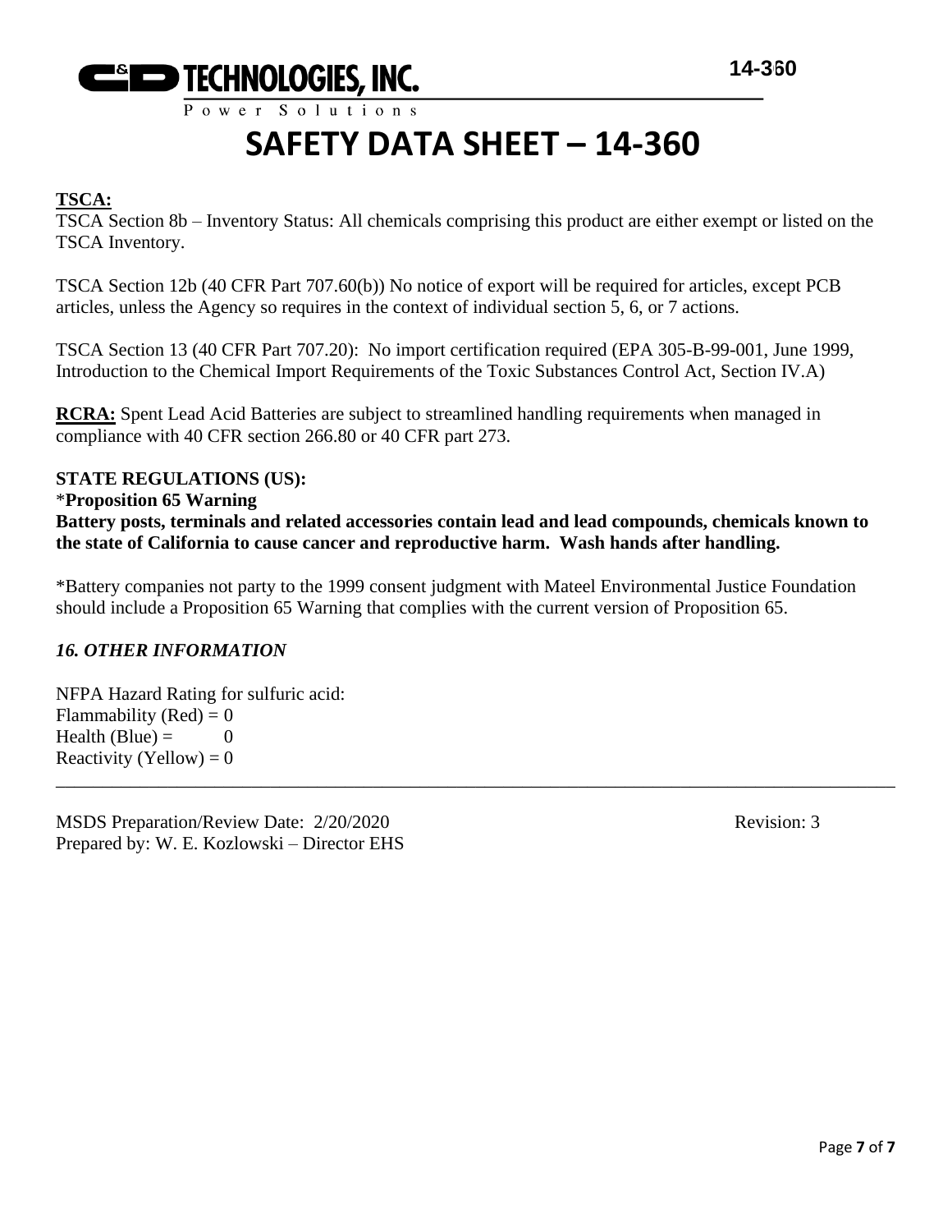# SAFETY DATA SHEET – 14-360

**TSCA:**
TSCA Section 8b – Inventory Status: All chemicals comprising this product are either exempt or listed on the TSCA Inventory.

TSCA Section 12b (40 CFR Part 707.60(b)) No notice of export will be required for articles, except PCB articles, unless the Agency so requires in the context of individual section 5, 6, or 7 actions.

TSCA Section 13 (40 CFR Part 707.20): No import certification required (EPA 305-B-99-001, June 1999, Introduction to the Chemical Import Requirements of the Toxic Substances Control Act, Section IV.A)

**RCRA:** Spent Lead Acid Batteries are subject to streamlined handling requirements when managed in compliance with 40 CFR section 266.80 or 40 CFR part 273.

**STATE REGULATIONS (US):**
*__Proposition 65 Warning__
**Battery posts, terminals and related accessories contain lead and lead compounds, chemicals known to the state of California to cause cancer and reproductive harm. Wash hands after handling.**

*Battery companies not party to the 1999 consent judgment with Mateel Environmental Justice Foundation should include a Proposition 65 Warning that complies with the current version of Proposition 65.

### *16. OTHER INFORMATION*

NFPA Hazard Rating for sulfuric acid:
Flammability (Red) = 0
Health (Blue) = 0
Reactivity (Yellow) = 0

---

MSDS Preparation/Review Date: 2/20/2020 Revision: 3
Prepared by: W. E. Kozlowski – Director EHS